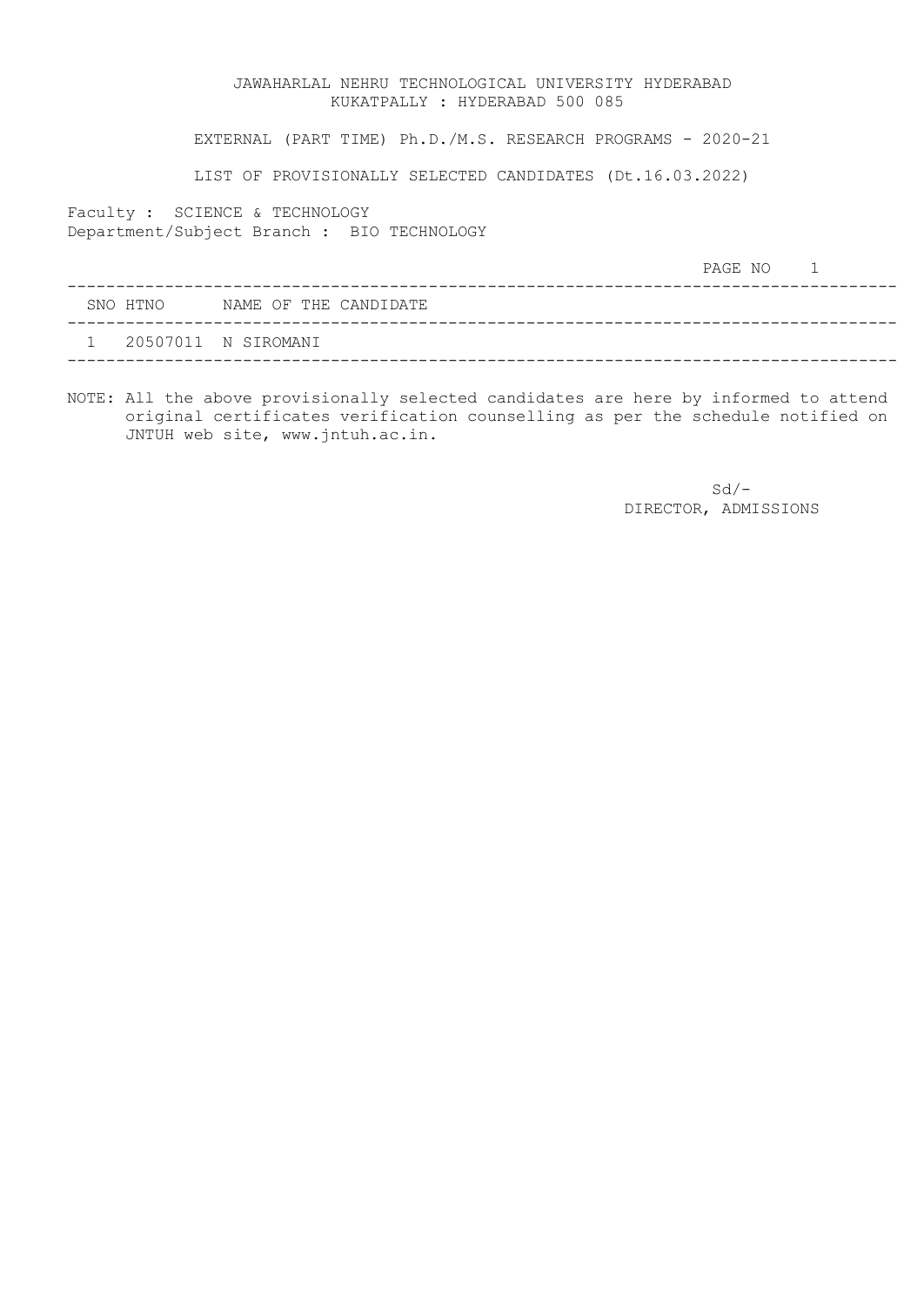# JAWAHARLAL NEHRU TECHNOLOGICAL UNIVERSITY HYDERABAD

KUKATPALLY : HYDERABAD 500 085

EXTERNAL (PART TIME) Ph.D./M.S. RESEARCH PROGRAMS - 2020-21

LIST OF PROVISIONALLY SELECTED CANDIDATES (Dt.16.03.2022)

Faculty : SCIENCE & TECHNOLOGY

Department/Subject Branch : BIO TECHNOLOGY

PAGE NO 1

| SNO | HTNO | NAME OF THE CANDIDATE |
|---|---|---|
| 1 | 20507011 | N SIROMANI |

NOTE: All the above provisionally selected candidates are here by informed to attend original certificates verification counselling as per the schedule notified on JNTUH web site, www.jntuh.ac.in.

Sd/-

DIRECTOR, ADMISSIONS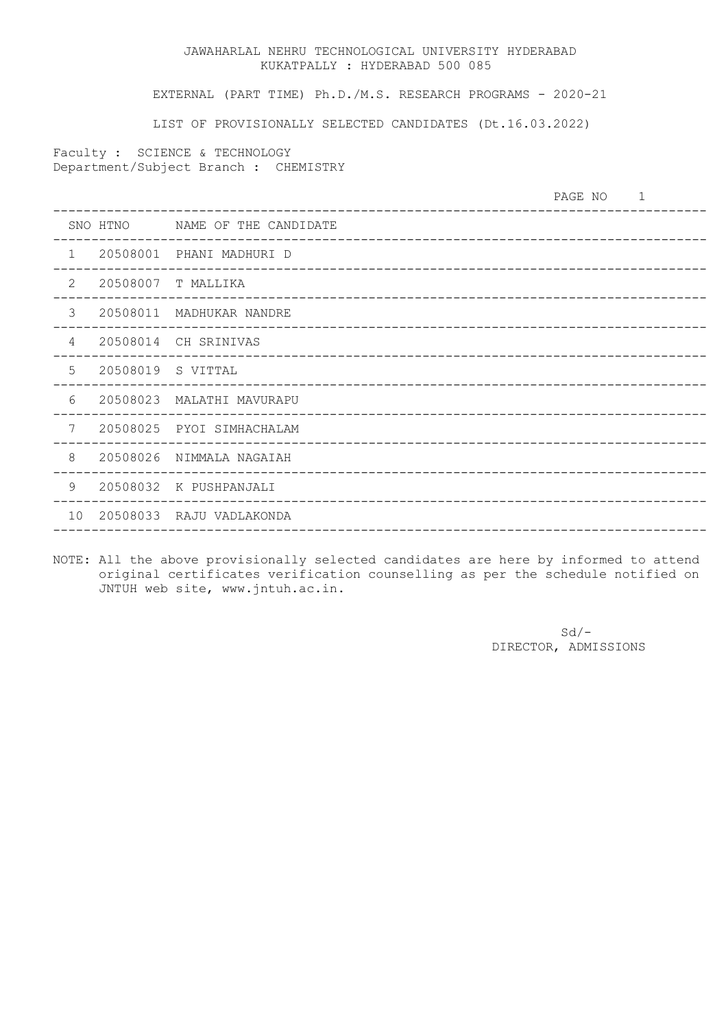JAWAHARLAL NEHRU TECHNOLOGICAL UNIVERSITY HYDERABAD
KUKATPALLY : HYDERABAD 500 085

EXTERNAL (PART TIME) Ph.D./M.S. RESEARCH PROGRAMS - 2020-21

LIST OF PROVISIONALLY SELECTED CANDIDATES (Dt.16.03.2022)

Faculty : SCIENCE & TECHNOLOGY
Department/Subject Branch : CHEMISTRY

| SNO | HTNO | NAME OF THE CANDIDATE |
|---|---|---|
| 1 | 20508001 | PHANI MADHURI D |
| 2 | 20508007 | T MALLIKA |
| 3 | 20508011 | MADHUKAR NANDRE |
| 4 | 20508014 | CH SRINIVAS |
| 5 | 20508019 | S VITTAL |
| 6 | 20508023 | MALATHI MAVURAPU |
| 7 | 20508025 | PYOI SIMHACHALAM |
| 8 | 20508026 | NIMMALA NAGAIAH |
| 9 | 20508032 | K PUSHPANJALI |
| 10 | 20508033 | RAJU VADLAKONDA |

NOTE: All the above provisionally selected candidates are here by informed to attend original certificates verification counselling as per the schedule notified on JNTUH web site, www.jntuh.ac.in.

Sd/-
DIRECTOR, ADMISSIONS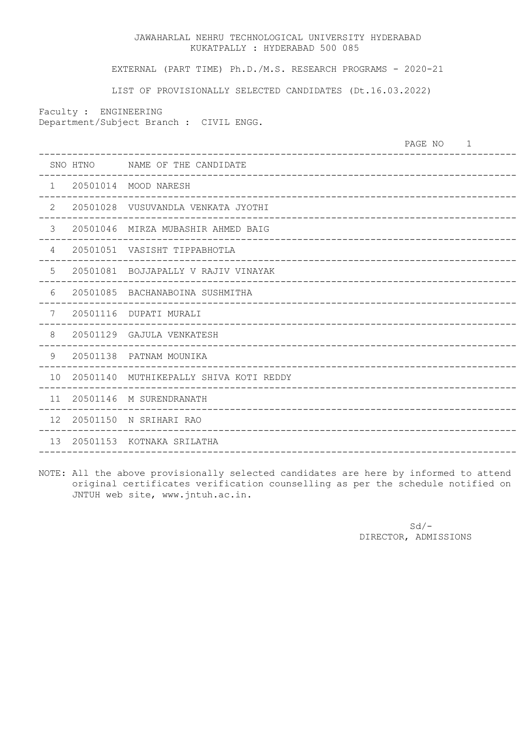JAWAHARLAL NEHRU TECHNOLOGICAL UNIVERSITY HYDERABAD
KUKATPALLY : HYDERABAD 500 085

EXTERNAL (PART TIME) Ph.D./M.S. RESEARCH PROGRAMS - 2020-21

LIST OF PROVISIONALLY SELECTED CANDIDATES (Dt.16.03.2022)

Faculty : ENGINEERING
Department/Subject Branch : CIVIL ENGG.

| SNO | HTNO | NAME OF THE CANDIDATE |
|---|---|---|
| 1 | 20501014 | MOOD NARESH |
| 2 | 20501028 | VUSUVANDLA VENKATA JYOTHI |
| 3 | 20501046 | MIRZA MUBASHIR AHMED BAIG |
| 4 | 20501051 | VASISHT TIPPABHOTLA |
| 5 | 20501081 | BOJJAPALLY V RAJIV VINAYAK |
| 6 | 20501085 | BACHANABOINA SUSHMITHA |
| 7 | 20501116 | DUPATI MURALI |
| 8 | 20501129 | GAJULA VENKATESH |
| 9 | 20501138 | PATNAM MOUNIKA |
| 10 | 20501140 | MUTHIKEPALLY SHIVA KOTI REDDY |
| 11 | 20501146 | M SURENDRANATH |
| 12 | 20501150 | N SRIHARI RAO |
| 13 | 20501153 | KOTNAKA SRILATHA |

NOTE: All the above provisionally selected candidates are here by informed to attend original certificates verification counselling as per the schedule notified on JNTUH web site, www.jntuh.ac.in.

Sd/-
DIRECTOR, ADMISSIONS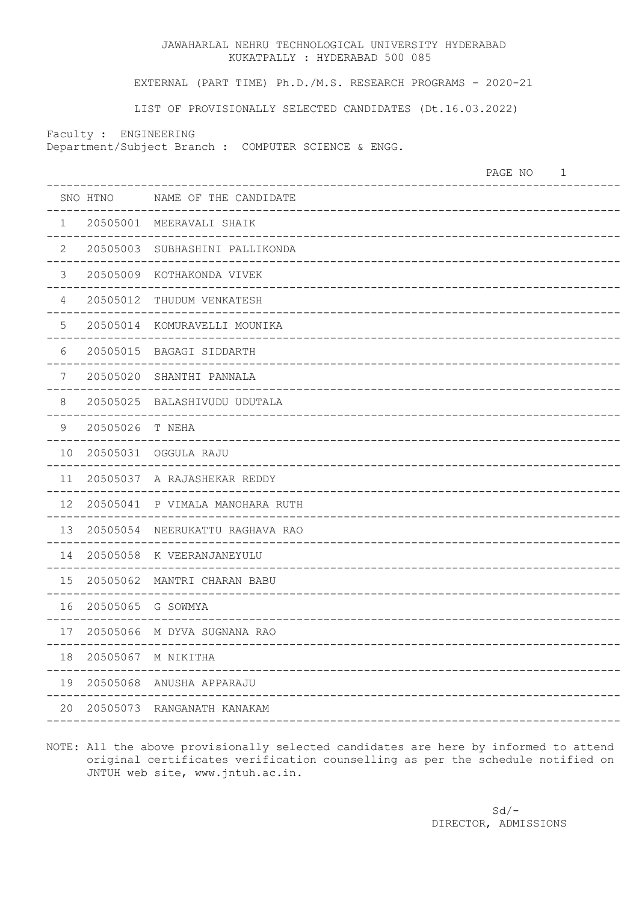JAWAHARLAL NEHRU TECHNOLOGICAL UNIVERSITY HYDERABAD
KUKATPALLY : HYDERABAD 500 085

EXTERNAL (PART TIME) Ph.D./M.S. RESEARCH PROGRAMS - 2020-21

LIST OF PROVISIONALLY SELECTED CANDIDATES (Dt.16.03.2022)

Faculty : ENGINEERING
Department/Subject Branch : COMPUTER SCIENCE & ENGG.

PAGE NO 1

| SNO | HTNO | NAME OF THE CANDIDATE |
|---|---|---|
| 1 | 20505001 | MEERAVALI SHAIK |
| 2 | 20505003 | SUBHASHINI PALLIKONDA |
| 3 | 20505009 | KOTHAKONDA VIVEK |
| 4 | 20505012 | THUDUM VENKATESH |
| 5 | 20505014 | KOMURAVELLI MOUNIKA |
| 6 | 20505015 | BAGAGI SIDDARTH |
| 7 | 20505020 | SHANTHI PANNALA |
| 8 | 20505025 | BALASHIVUDU UDUTALA |
| 9 | 20505026 | T NEHA |
| 10 | 20505031 | OGGULA RAJU |
| 11 | 20505037 | A RAJASHEKAR REDDY |
| 12 | 20505041 | P VIMALA MANOHARA RUTH |
| 13 | 20505054 | NEERUKATTU RAGHAVA RAO |
| 14 | 20505058 | K VEERANJANEYULU |
| 15 | 20505062 | MANTRI CHARAN BABU |
| 16 | 20505065 | G SOWMYA |
| 17 | 20505066 | M DYVA SUGNANA RAO |
| 18 | 20505067 | M NIKITHA |
| 19 | 20505068 | ANUSHA APPARAJU |
| 20 | 20505073 | RANGANATH KANAKAM |

NOTE: All the above provisionally selected candidates are here by informed to attend original certificates verification counselling as per the schedule notified on JNTUH web site, www.jntuh.ac.in.

Sd/-
DIRECTOR, ADMISSIONS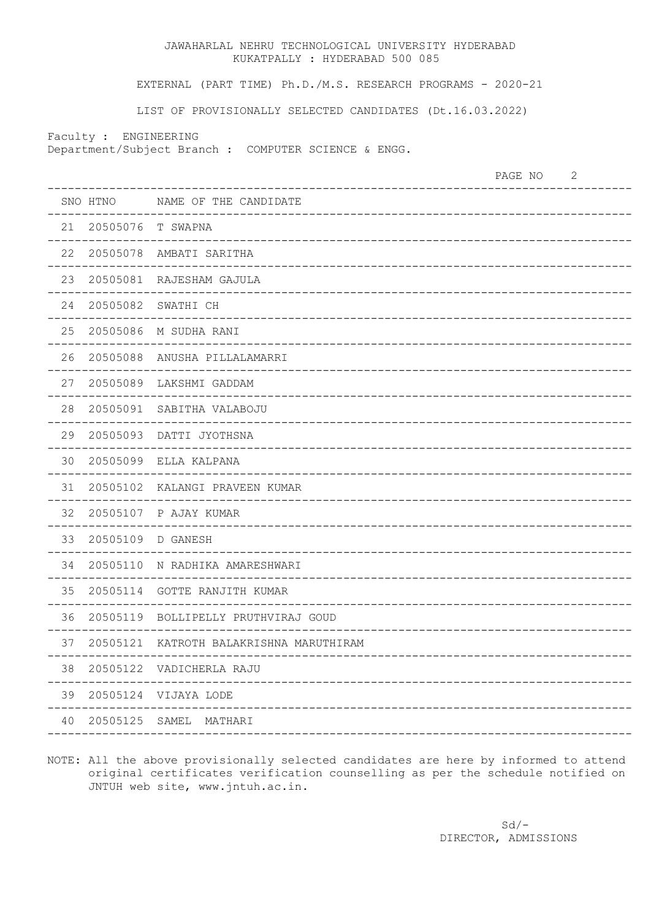JAWAHARLAL NEHRU TECHNOLOGICAL UNIVERSITY HYDERABAD
KUKATPALLY : HYDERABAD 500 085

EXTERNAL (PART TIME) Ph.D./M.S. RESEARCH PROGRAMS - 2020-21

LIST OF PROVISIONALLY SELECTED CANDIDATES (Dt.16.03.2022)

Faculty : ENGINEERING
Department/Subject Branch : COMPUTER SCIENCE & ENGG.

PAGE NO 2

| SNO | HTNO | NAME OF THE CANDIDATE |
|---|---|---|
| 21 | 20505076 | T SWAPNA |
| 22 | 20505078 | AMBATI SARITHA |
| 23 | 20505081 | RAJESHAM GAJULA |
| 24 | 20505082 | SWATHI CH |
| 25 | 20505086 | M SUDHA RANI |
| 26 | 20505088 | ANUSHA PILLALAMARRI |
| 27 | 20505089 | LAKSHMI GADDAM |
| 28 | 20505091 | SABITHA VALABOJU |
| 29 | 20505093 | DATTI JYOTHSNA |
| 30 | 20505099 | ELLA KALPANA |
| 31 | 20505102 | KALANGI PRAVEEN KUMAR |
| 32 | 20505107 | P AJAY KUMAR |
| 33 | 20505109 | D GANESH |
| 34 | 20505110 | N RADHIKA AMARESHWARI |
| 35 | 20505114 | GOTTE RANJITH KUMAR |
| 36 | 20505119 | BOLLIPELLY PRUTHVIRAJ GOUD |
| 37 | 20505121 | KATROTH BALAKRISHNA MARUTHIRAM |
| 38 | 20505122 | VADICHERLA RAJU |
| 39 | 20505124 | VIJAYA LODE |
| 40 | 20505125 | SAMEL MATHARI |

NOTE: All the above provisionally selected candidates are here by informed to attend original certificates verification counselling as per the schedule notified on JNTUH web site, www.jntuh.ac.in.

Sd/-
DIRECTOR, ADMISSIONS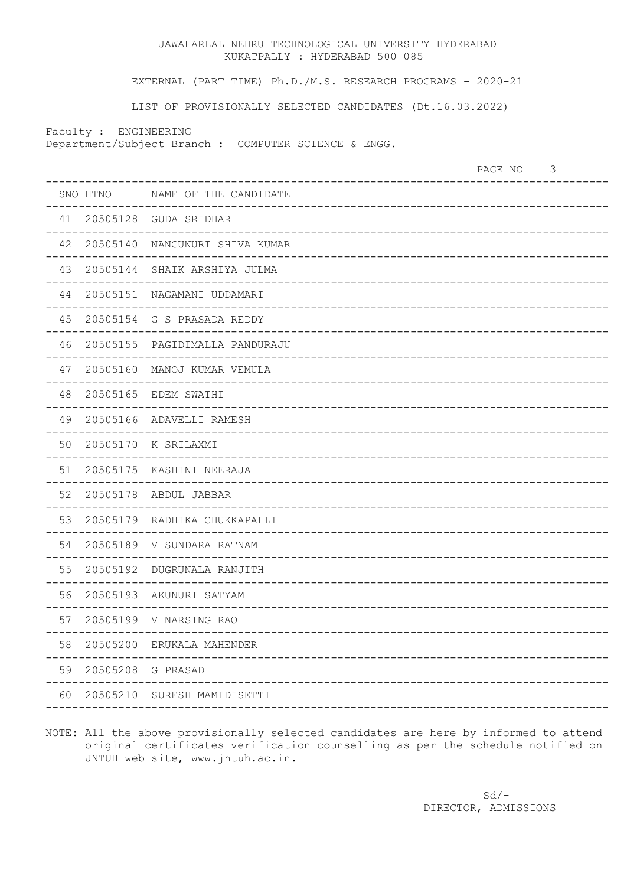JAWAHARLAL NEHRU TECHNOLOGICAL UNIVERSITY HYDERABAD
KUKATPALLY : HYDERABAD 500 085

EXTERNAL (PART TIME) Ph.D./M.S. RESEARCH PROGRAMS - 2020-21

LIST OF PROVISIONALLY SELECTED CANDIDATES (Dt.16.03.2022)

Faculty : ENGINEERING
Department/Subject Branch : COMPUTER SCIENCE & ENGG.

| SNO | HTNO | NAME OF THE CANDIDATE |
|---|---|---|
| 41 | 20505128 | GUDA SRIDHAR |
| 42 | 20505140 | NANGUNURI SHIVA KUMAR |
| 43 | 20505144 | SHAIK ARSHIYA JULMA |
| 44 | 20505151 | NAGAMANI UDDAMARI |
| 45 | 20505154 | G S PRASADA REDDY |
| 46 | 20505155 | PAGIDIMALLA PANDURAJU |
| 47 | 20505160 | MANOJ KUMAR VEMULA |
| 48 | 20505165 | EDEM SWATHI |
| 49 | 20505166 | ADAVELLI RAMESH |
| 50 | 20505170 | K SRILAXMI |
| 51 | 20505175 | KASHINI NEERAJA |
| 52 | 20505178 | ABDUL JABBAR |
| 53 | 20505179 | RADHIKA CHUKKAPALLI |
| 54 | 20505189 | V SUNDARA RATNAM |
| 55 | 20505192 | DUGRUNALA RANJITH |
| 56 | 20505193 | AKUNURI SATYAM |
| 57 | 20505199 | V NARSING RAO |
| 58 | 20505200 | ERUKALA MAHENDER |
| 59 | 20505208 | G PRASAD |
| 60 | 20505210 | SURESH MAMIDISETTI |

NOTE: All the above provisionally selected candidates are here by informed to attend original certificates verification counselling as per the schedule notified on JNTUH web site, www.jntuh.ac.in.

Sd/-
DIRECTOR, ADMISSIONS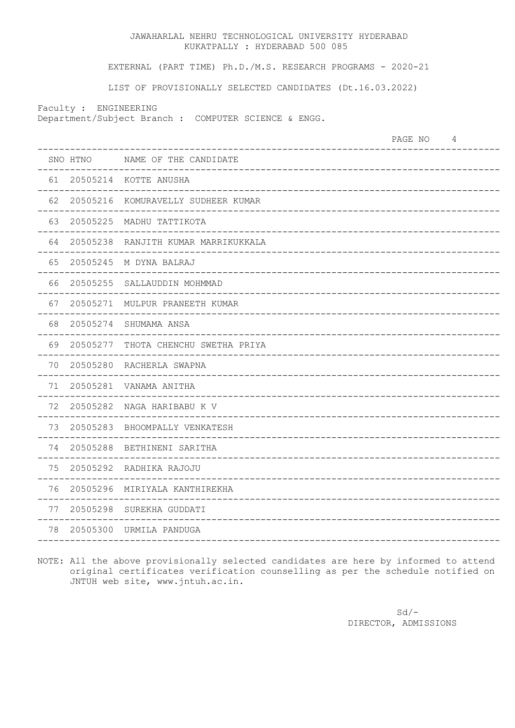JAWAHARLAL NEHRU TECHNOLOGICAL UNIVERSITY HYDERABAD
KUKATPALLY : HYDERABAD 500 085

EXTERNAL (PART TIME) Ph.D./M.S. RESEARCH PROGRAMS - 2020-21

LIST OF PROVISIONALLY SELECTED CANDIDATES (Dt.16.03.2022)

Faculty : ENGINEERING
Department/Subject Branch : COMPUTER SCIENCE & ENGG.

PAGE NO 4

| SNO | HTNO | NAME OF THE CANDIDATE |
|---|---|---|
| 61 | 20505214 | KOTTE ANUSHA |
| 62 | 20505216 | KOMURAVELLY SUDHEER KUMAR |
| 63 | 20505225 | MADHU TATTIKOTA |
| 64 | 20505238 | RANJITH KUMAR MARRIKUKKALA |
| 65 | 20505245 | M DYNA BALRAJ |
| 66 | 20505255 | SALLAUDDIN MOHMMAD |
| 67 | 20505271 | MULPUR PRANEETH KUMAR |
| 68 | 20505274 | SHUMAMA ANSA |
| 69 | 20505277 | THOTA CHENCHU SWETHA PRIYA |
| 70 | 20505280 | RACHERLA SWAPNA |
| 71 | 20505281 | VANAMA ANITHA |
| 72 | 20505282 | NAGA HARIBABU K V |
| 73 | 20505283 | BHOOMPALLY VENKATESH |
| 74 | 20505288 | BETHINENI SARITHA |
| 75 | 20505292 | RADHIKA RAJOJU |
| 76 | 20505296 | MIRIYALA KANTHIREKHA |
| 77 | 20505298 | SUREKHA GUDDATI |
| 78 | 20505300 | URMILA PANDUGA |

NOTE: All the above provisionally selected candidates are here by informed to attend original certificates verification counselling as per the schedule notified on JNTUH web site, www.jntuh.ac.in.

Sd/-
DIRECTOR, ADMISSIONS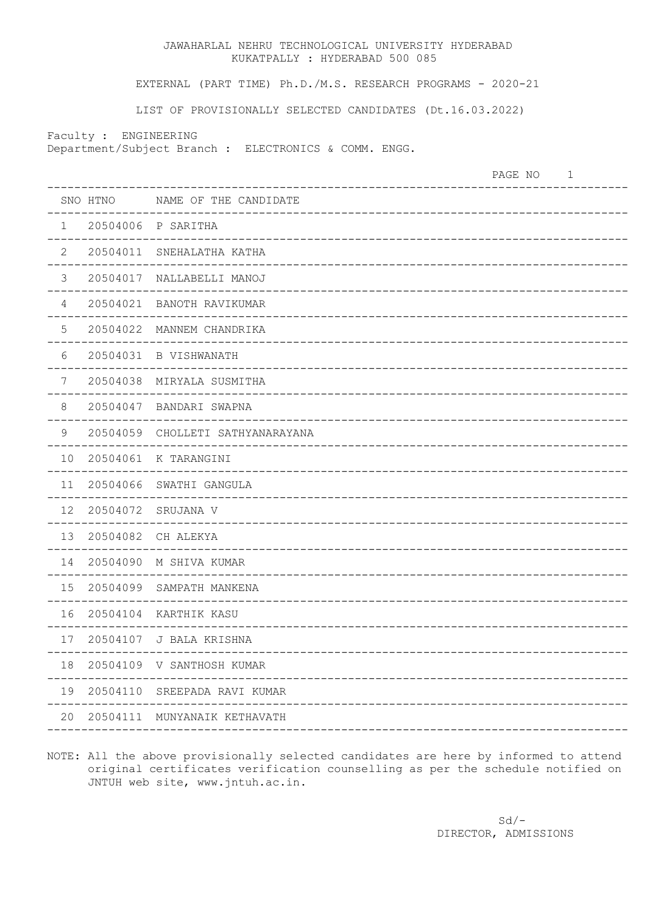JAWAHARLAL NEHRU TECHNOLOGICAL UNIVERSITY HYDERABAD
KUKATPALLY : HYDERABAD 500 085

EXTERNAL (PART TIME) Ph.D./M.S. RESEARCH PROGRAMS - 2020-21

LIST OF PROVISIONALLY SELECTED CANDIDATES (Dt.16.03.2022)

Faculty : ENGINEERING
Department/Subject Branch : ELECTRONICS & COMM. ENGG.

| SNO | HTNO | NAME OF THE CANDIDATE |
|---|---|---|
| 1 | 20504006 | P SARITHA |
| 2 | 20504011 | SNEHALATHA KATHA |
| 3 | 20504017 | NALLABELLI MANOJ |
| 4 | 20504021 | BANOTH RAVIKUMAR |
| 5 | 20504022 | MANNEM CHANDRIKA |
| 6 | 20504031 | B VISHWANATH |
| 7 | 20504038 | MIRYALA SUSMITHA |
| 8 | 20504047 | BANDARI SWAPNA |
| 9 | 20504059 | CHOLLETI SATHYANARAYANA |
| 10 | 20504061 | K TARANGINI |
| 11 | 20504066 | SWATHI GANGULA |
| 12 | 20504072 | SRUJANA V |
| 13 | 20504082 | CH ALEKYA |
| 14 | 20504090 | M SHIVA KUMAR |
| 15 | 20504099 | SAMPATH MANKENA |
| 16 | 20504104 | KARTHIK KASU |
| 17 | 20504107 | J BALA KRISHNA |
| 18 | 20504109 | V SANTHOSH KUMAR |
| 19 | 20504110 | SREEPADA RAVI KUMAR |
| 20 | 20504111 | MUNYANAIK KETHAVATH |

NOTE: All the above provisionally selected candidates are here by informed to attend original certificates verification counselling as per the schedule notified on JNTUH web site, www.jntuh.ac.in.

Sd/-
DIRECTOR, ADMISSIONS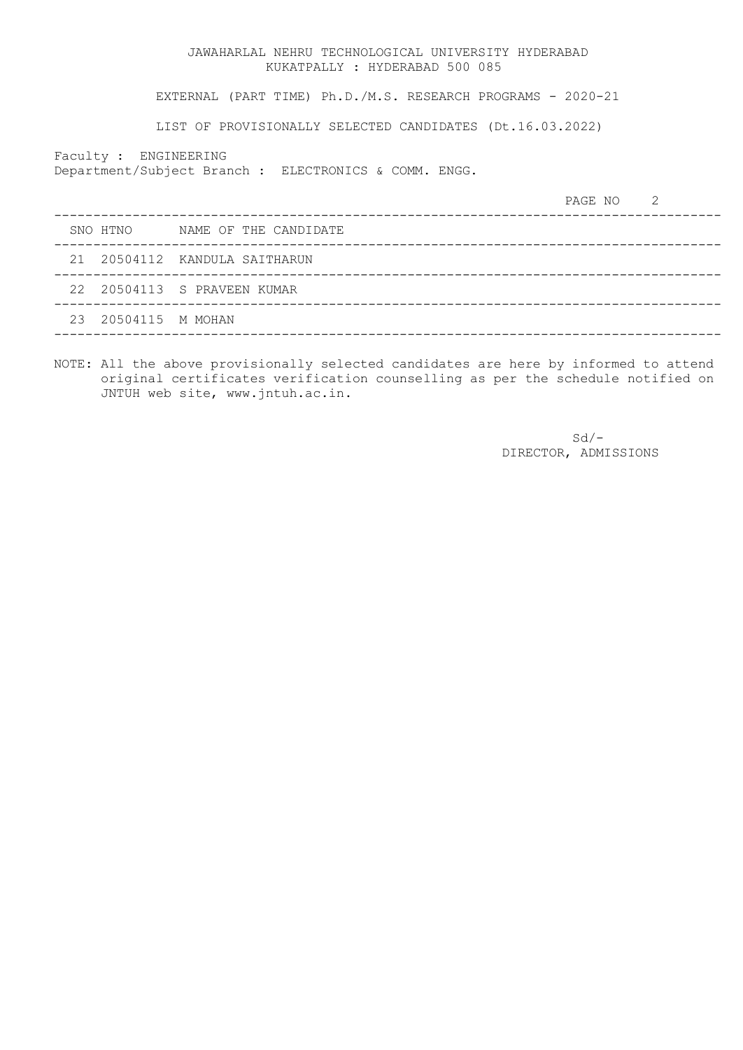JAWAHARLAL NEHRU TECHNOLOGICAL UNIVERSITY HYDERABAD
KUKATPALLY : HYDERABAD 500 085

EXTERNAL (PART TIME) Ph.D./M.S. RESEARCH PROGRAMS - 2020-21

LIST OF PROVISIONALLY SELECTED CANDIDATES (Dt.16.03.2022)

Faculty : ENGINEERING
Department/Subject Branch : ELECTRONICS & COMM. ENGG.

PAGE NO 2

| SNO | HTNO | NAME OF THE CANDIDATE |
|---|---|---|
| 21 | 20504112 | KANDULA SAITHARUN |
| 22 | 20504113 | S PRAVEEN KUMAR |
| 23 | 20504115 | M MOHAN |

NOTE: All the above provisionally selected candidates are here by informed to attend original certificates verification counselling as per the schedule notified on JNTUH web site, www.jntuh.ac.in.

Sd/-
DIRECTOR, ADMISSIONS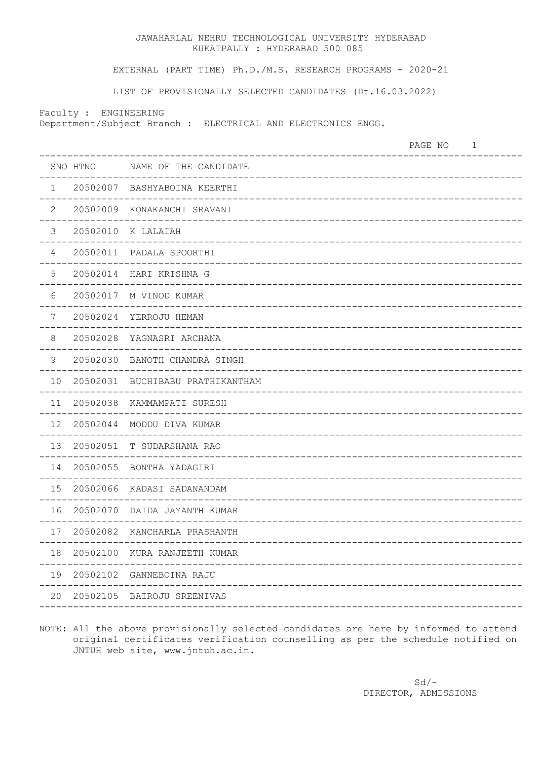JAWAHARLAL NEHRU TECHNOLOGICAL UNIVERSITY HYDERABAD
KUKATPALLY : HYDERABAD 500 085

EXTERNAL (PART TIME) Ph.D./M.S. RESEARCH PROGRAMS - 2020-21

LIST OF PROVISIONALLY SELECTED CANDIDATES (Dt.16.03.2022)

Faculty : ENGINEERING
Department/Subject Branch : ELECTRICAL AND ELECTRONICS ENGG.

| SNO | HTNO | NAME OF THE CANDIDATE |
|---|---|---|
| 1 | 20502007 | BASHYABOINA KEERTHI |
| 2 | 20502009 | KONAKANCHI SRAVANI |
| 3 | 20502010 | K LALAIAH |
| 4 | 20502011 | PADALA SPOORTHI |
| 5 | 20502014 | HARI KRISHNA G |
| 6 | 20502017 | M VINOD KUMAR |
| 7 | 20502024 | YERROJU HEMAN |
| 8 | 20502028 | YAGNASRI ARCHANA |
| 9 | 20502030 | BANOTH CHANDRA SINGH |
| 10 | 20502031 | BUCHIBABU PRATHIKANTHAM |
| 11 | 20502038 | KAMMAMPATI SURESH |
| 12 | 20502044 | MODDU DIVA KUMAR |
| 13 | 20502051 | T SUDARSHANA RAO |
| 14 | 20502055 | BONTHA YADAGIRI |
| 15 | 20502066 | KADASI SADANANDAM |
| 16 | 20502070 | DAIDA JAYANTH KUMAR |
| 17 | 20502082 | KANCHARLA PRASHANTH |
| 18 | 20502100 | KURA RANJEETH KUMAR |
| 19 | 20502102 | GANNEBOINA RAJU |
| 20 | 20502105 | BAIROJU SREENIVAS |

NOTE: All the above provisionally selected candidates are here by informed to attend original certificates verification counselling as per the schedule notified on JNTUH web site, www.jntuh.ac.in.

Sd/-
DIRECTOR, ADMISSIONS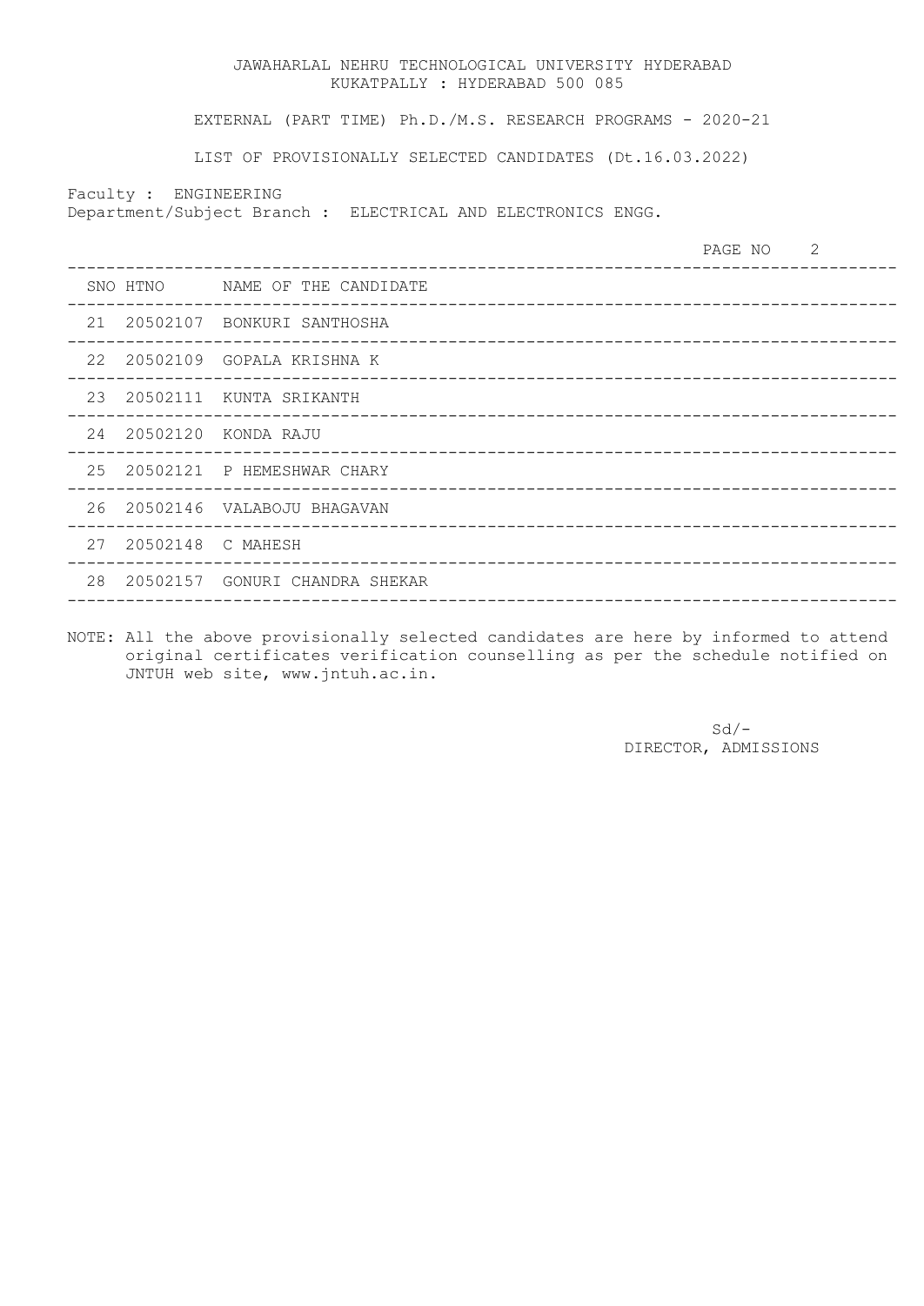JAWAHARLAL NEHRU TECHNOLOGICAL UNIVERSITY HYDERABAD
KUKATPALLY : HYDERABAD 500 085

EXTERNAL (PART TIME) Ph.D./M.S. RESEARCH PROGRAMS - 2020-21

LIST OF PROVISIONALLY SELECTED CANDIDATES (Dt.16.03.2022)

Faculty : ENGINEERING
Department/Subject Branch : ELECTRICAL AND ELECTRONICS ENGG.

PAGE NO 2

| SNO | HTNO | NAME OF THE CANDIDATE |
|---|---|---|
| 21 | 20502107 | BONKURI SANTHOSHA |
| 22 | 20502109 | GOPALA KRISHNA K |
| 23 | 20502111 | KUNTA SRIKANTH |
| 24 | 20502120 | KONDA RAJU |
| 25 | 20502121 | P HEMESHWAR CHARY |
| 26 | 20502146 | VALABOJU BHAGAVAN |
| 27 | 20502148 | C MAHESH |
| 28 | 20502157 | GONURI CHANDRA SHEKAR |

NOTE: All the above provisionally selected candidates are here by informed to attend original certificates verification counselling as per the schedule notified on JNTUH web site, www.jntuh.ac.in.

Sd/-
DIRECTOR, ADMISSIONS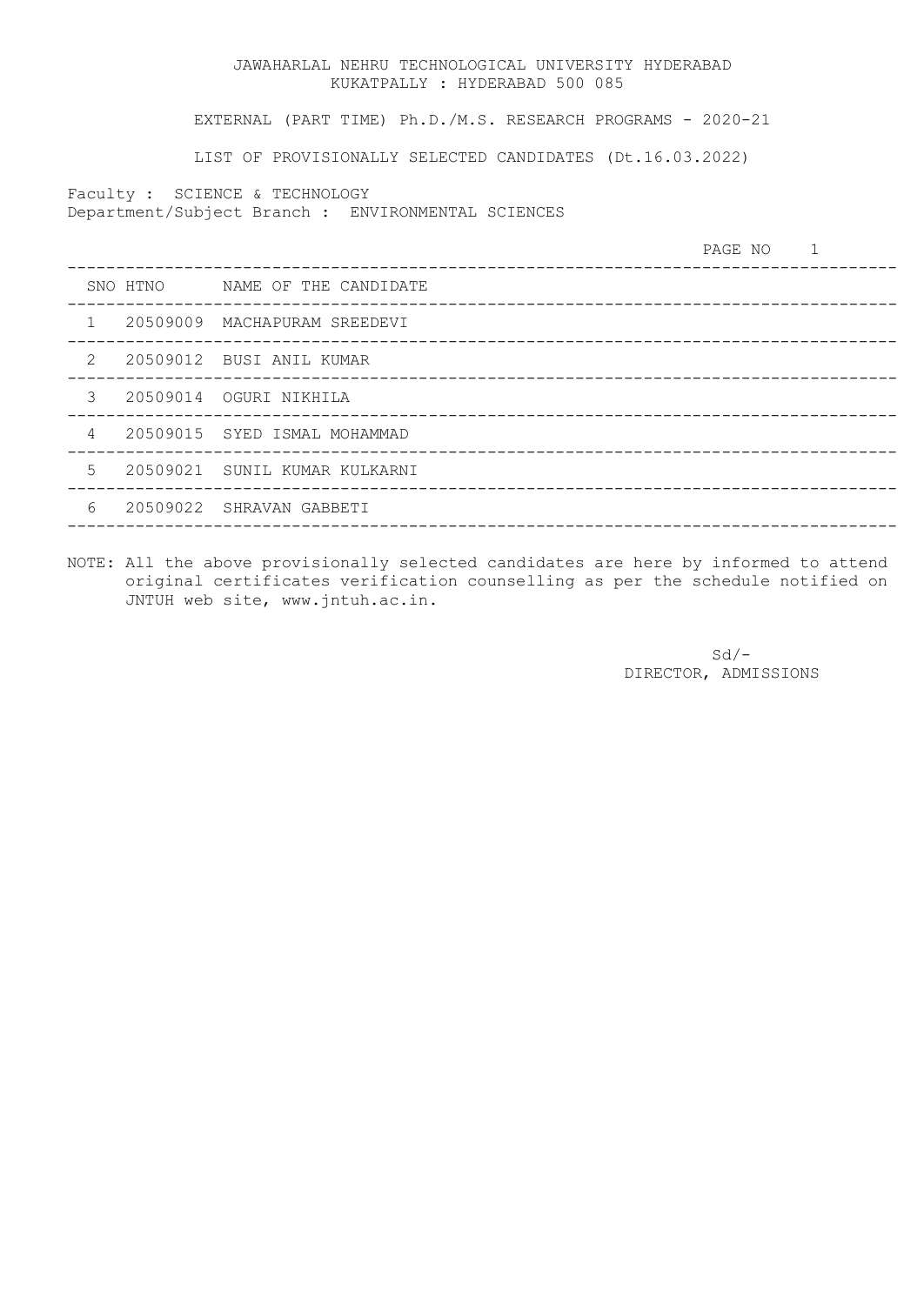JAWAHARLAL NEHRU TECHNOLOGICAL UNIVERSITY HYDERABAD
KUKATPALLY : HYDERABAD 500 085

EXTERNAL (PART TIME) Ph.D./M.S. RESEARCH PROGRAMS - 2020-21

LIST OF PROVISIONALLY SELECTED CANDIDATES (Dt.16.03.2022)

Faculty : SCIENCE & TECHNOLOGY
Department/Subject Branch : ENVIRONMENTAL SCIENCES

| SNO | HTNO | NAME OF THE CANDIDATE |
|---|---|---|
| 1 | 20509009 | MACHAPURAM SREEDEVI |
| 2 | 20509012 | BUSI ANIL KUMAR |
| 3 | 20509014 | OGURI NIKHILA |
| 4 | 20509015 | SYED ISMAL MOHAMMAD |
| 5 | 20509021 | SUNIL KUMAR KULKARNI |
| 6 | 20509022 | SHRAVAN GABBETI |

NOTE: All the above provisionally selected candidates are here by informed to attend original certificates verification counselling as per the schedule notified on JNTUH web site, www.jntuh.ac.in.

Sd/-
DIRECTOR, ADMISSIONS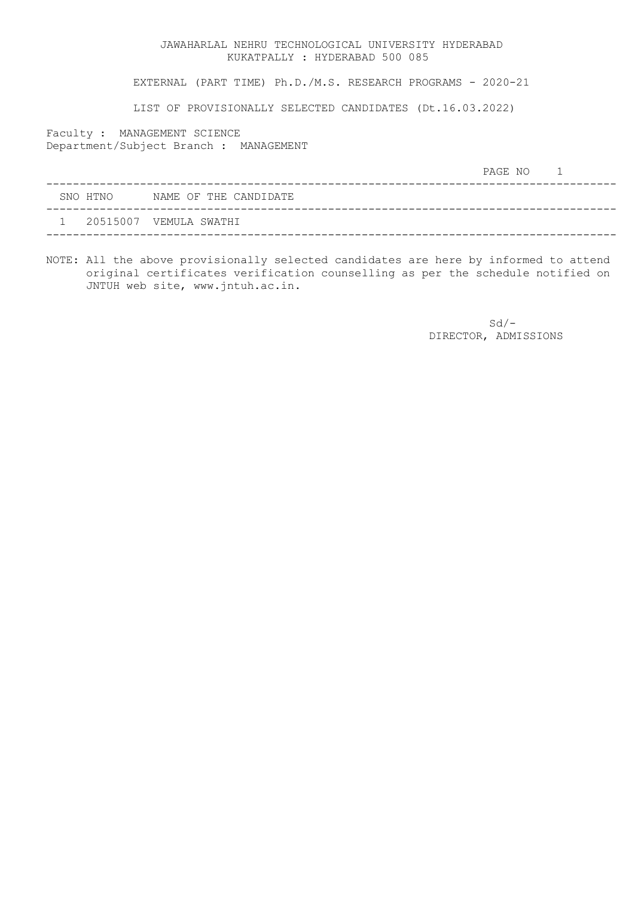JAWAHARLAL NEHRU TECHNOLOGICAL UNIVERSITY HYDERABAD
KUKATPALLY : HYDERABAD 500 085

EXTERNAL (PART TIME) Ph.D./M.S. RESEARCH PROGRAMS - 2020-21

LIST OF PROVISIONALLY SELECTED CANDIDATES (Dt.16.03.2022)

Faculty : MANAGEMENT SCIENCE
Department/Subject Branch : MANAGEMENT

| SNO | HTNO | NAME OF THE CANDIDATE |
|---|---|---|
| 1 | 20515007 | VEMULA SWATHI |

NOTE: All the above provisionally selected candidates are here by informed to attend original certificates verification counselling as per the schedule notified on JNTUH web site, www.jntuh.ac.in.

Sd/-
DIRECTOR, ADMISSIONS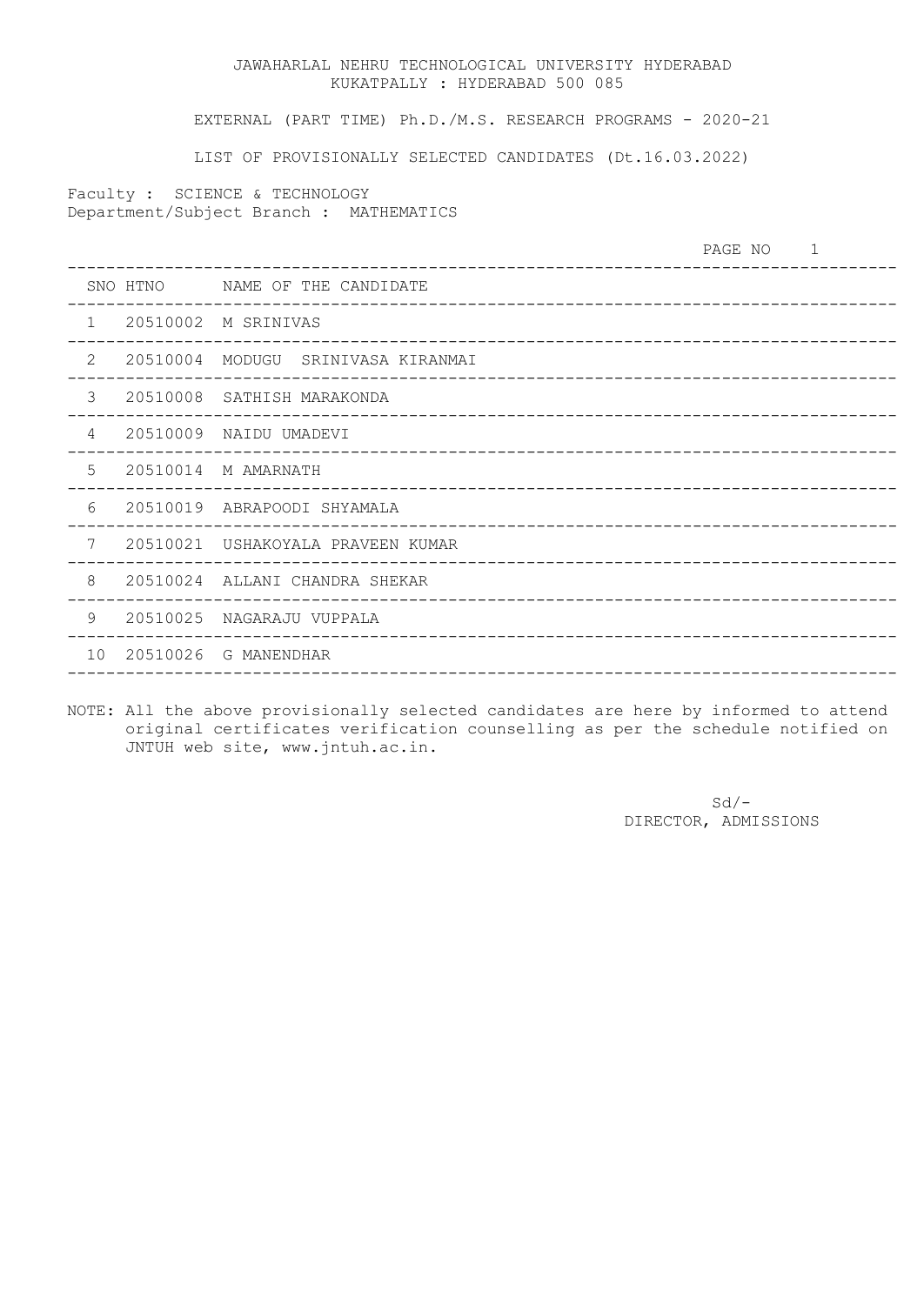JAWAHARLAL NEHRU TECHNOLOGICAL UNIVERSITY HYDERABAD
KUKATPALLY : HYDERABAD 500 085

EXTERNAL (PART TIME) Ph.D./M.S. RESEARCH PROGRAMS - 2020-21

LIST OF PROVISIONALLY SELECTED CANDIDATES (Dt.16.03.2022)

Faculty : SCIENCE & TECHNOLOGY
Department/Subject Branch : MATHEMATICS

PAGE NO 1

| SNO | HTNO | NAME OF THE CANDIDATE |
|---|---|---|
| 1 | 20510002 | M SRINIVAS |
| 2 | 20510004 | MODUGU SRINIVASA KIRANMAI |
| 3 | 20510008 | SATHISH MARAKONDA |
| 4 | 20510009 | NAIDU UMADEVI |
| 5 | 20510014 | M AMARNATH |
| 6 | 20510019 | ABRAPOODI SHYAMALA |
| 7 | 20510021 | USHAKOYALA PRAVEEN KUMAR |
| 8 | 20510024 | ALLANI CHANDRA SHEKAR |
| 9 | 20510025 | NAGARAJU VUPPALA |
| 10 | 20510026 | G MANENDHAR |

NOTE: All the above provisionally selected candidates are here by informed to attend original certificates verification counselling as per the schedule notified on JNTUH web site, www.jntuh.ac.in.

Sd/-
DIRECTOR, ADMISSIONS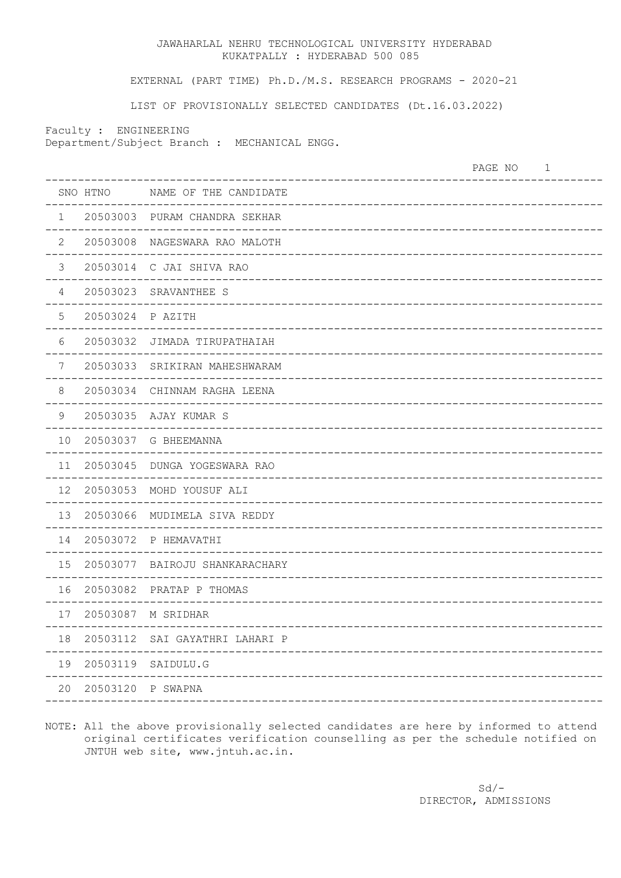JAWAHARLAL NEHRU TECHNOLOGICAL UNIVERSITY HYDERABAD
KUKATPALLY : HYDERABAD 500 085

EXTERNAL (PART TIME) Ph.D./M.S. RESEARCH PROGRAMS - 2020-21

LIST OF PROVISIONALLY SELECTED CANDIDATES (Dt.16.03.2022)

Faculty : ENGINEERING
Department/Subject Branch : MECHANICAL ENGG.

| SNO | HTNO | NAME OF THE CANDIDATE |
|---|---|---|
| 1 | 20503003 | PURAM CHANDRA SEKHAR |
| 2 | 20503008 | NAGESWARA RAO MALOTH |
| 3 | 20503014 | C JAI SHIVA RAO |
| 4 | 20503023 | SRAVANTHEE S |
| 5 | 20503024 | P AZITH |
| 6 | 20503032 | JIMADA TIRUPATHAIAH |
| 7 | 20503033 | SRIKIRAN MAHESHWARAM |
| 8 | 20503034 | CHINNAM RAGHA LEENA |
| 9 | 20503035 | AJAY KUMAR S |
| 10 | 20503037 | G BHEEMANNA |
| 11 | 20503045 | DUNGA YOGESWARA RAO |
| 12 | 20503053 | MOHD YOUSUF ALI |
| 13 | 20503066 | MUDIMELA SIVA REDDY |
| 14 | 20503072 | P HEMAVATHI |
| 15 | 20503077 | BAIROJU SHANKARACHARY |
| 16 | 20503082 | PRATAP P THOMAS |
| 17 | 20503087 | M SRIDHAR |
| 18 | 20503112 | SAI GAYATHRI LAHARI P |
| 19 | 20503119 | SAIDULU.G |
| 20 | 20503120 | P SWAPNA |

NOTE: All the above provisionally selected candidates are here by informed to attend original certificates verification counselling as per the schedule notified on JNTUH web site, www.jntuh.ac.in.

Sd/-
DIRECTOR, ADMISSIONS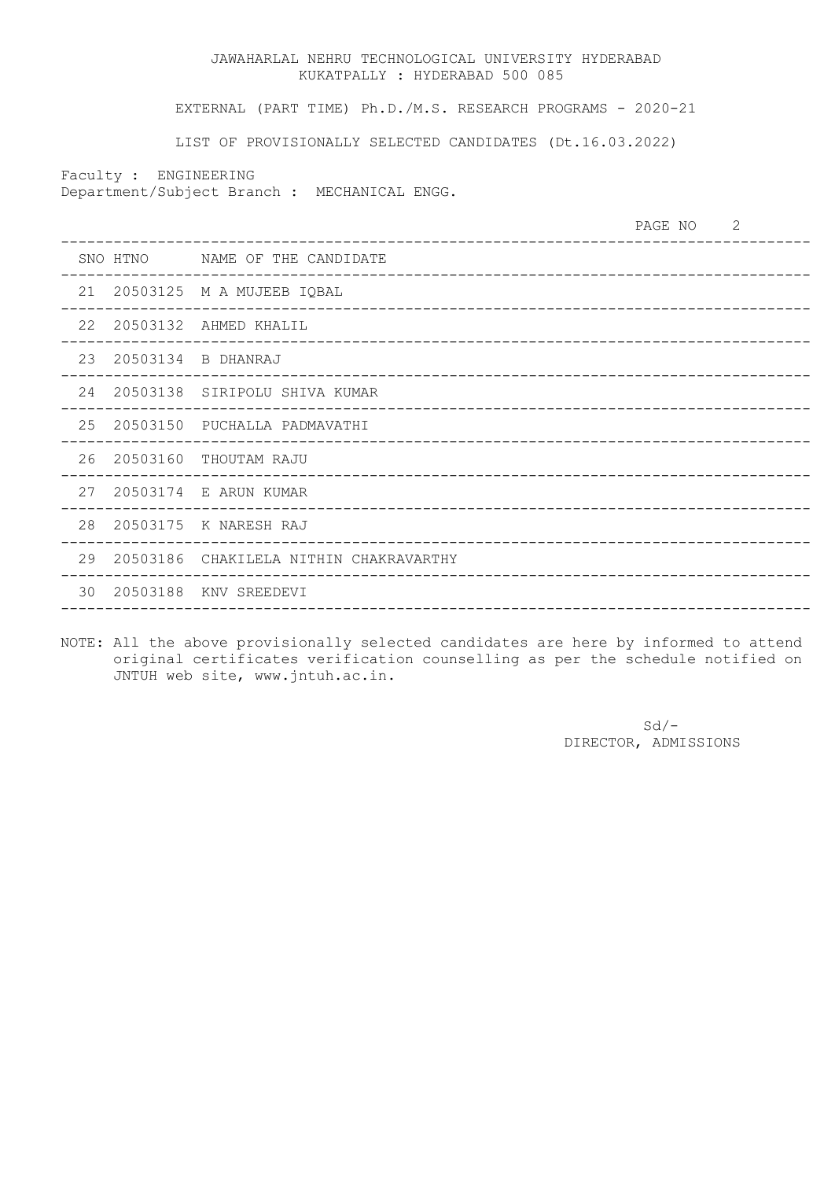JAWAHARLAL NEHRU TECHNOLOGICAL UNIVERSITY HYDERABAD
KUKATPALLY : HYDERABAD 500 085

EXTERNAL (PART TIME) Ph.D./M.S. RESEARCH PROGRAMS - 2020-21

LIST OF PROVISIONALLY SELECTED CANDIDATES (Dt.16.03.2022)

Faculty : ENGINEERING
Department/Subject Branch : MECHANICAL ENGG.

PAGE NO 2

| SNO | HTNO | NAME OF THE CANDIDATE |
|---|---|---|
| 21 | 20503125 | M A MUJEEB IQBAL |
| 22 | 20503132 | AHMED KHALIL |
| 23 | 20503134 | B DHANRAJ |
| 24 | 20503138 | SIRIPOLU SHIVA KUMAR |
| 25 | 20503150 | PUCHALLA PADMAVATHI |
| 26 | 20503160 | THOUTAM RAJU |
| 27 | 20503174 | E ARUN KUMAR |
| 28 | 20503175 | K NARESH RAJ |
| 29 | 20503186 | CHAKILELA NITHIN CHAKRAVARTHY |
| 30 | 20503188 | KNV SREEDEVI |

NOTE: All the above provisionally selected candidates are here by informed to attend original certificates verification counselling as per the schedule notified on JNTUH web site, www.jntuh.ac.in.

Sd/-
DIRECTOR, ADMISSIONS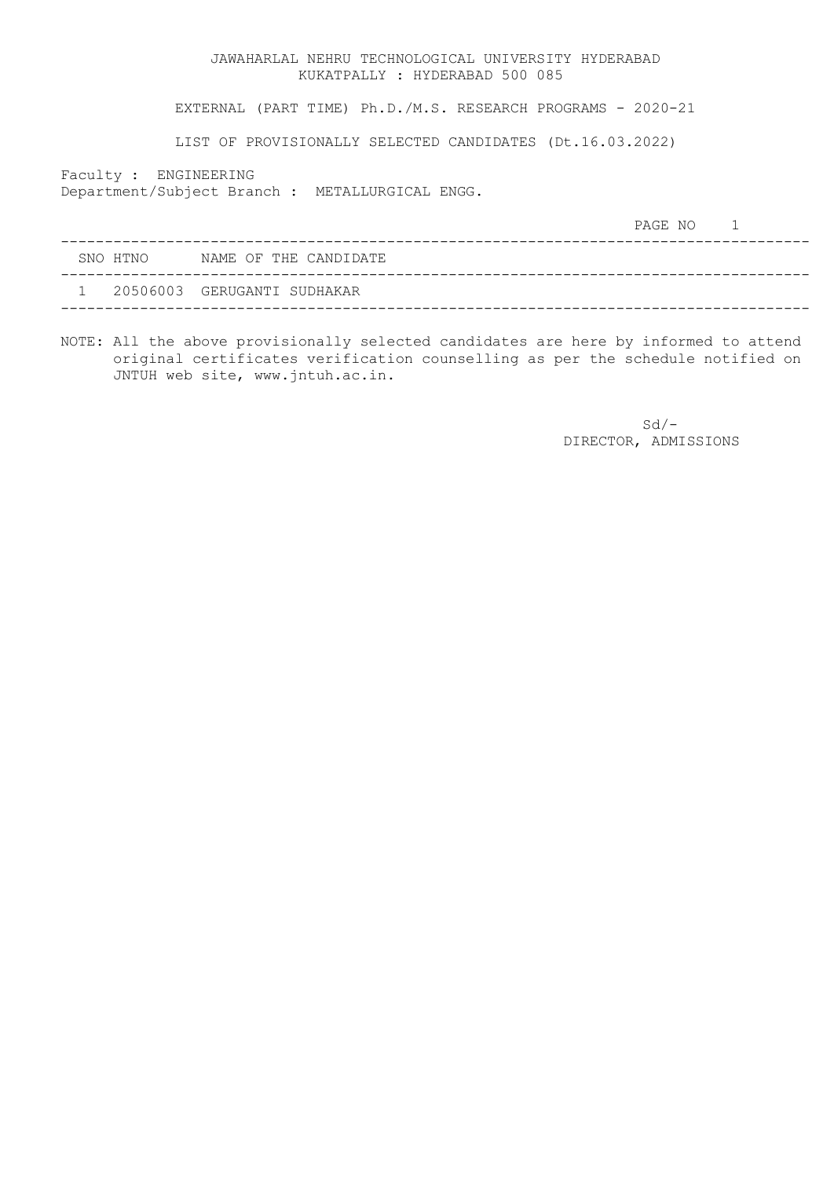JAWAHARLAL NEHRU TECHNOLOGICAL UNIVERSITY HYDERABAD
KUKATPALLY : HYDERABAD 500 085

EXTERNAL (PART TIME) Ph.D./M.S. RESEARCH PROGRAMS - 2020-21

LIST OF PROVISIONALLY SELECTED CANDIDATES (Dt.16.03.2022)

Faculty : ENGINEERING
Department/Subject Branch : METALLURGICAL ENGG.

| SNO | HTNO | NAME OF THE CANDIDATE |
|---|---|---|
| 1 | 20506003 | GERUGANTI SUDHAKAR |

NOTE: All the above provisionally selected candidates are here by informed to attend original certificates verification counselling as per the schedule notified on JNTUH web site, www.jntuh.ac.in.

Sd/-
DIRECTOR, ADMISSIONS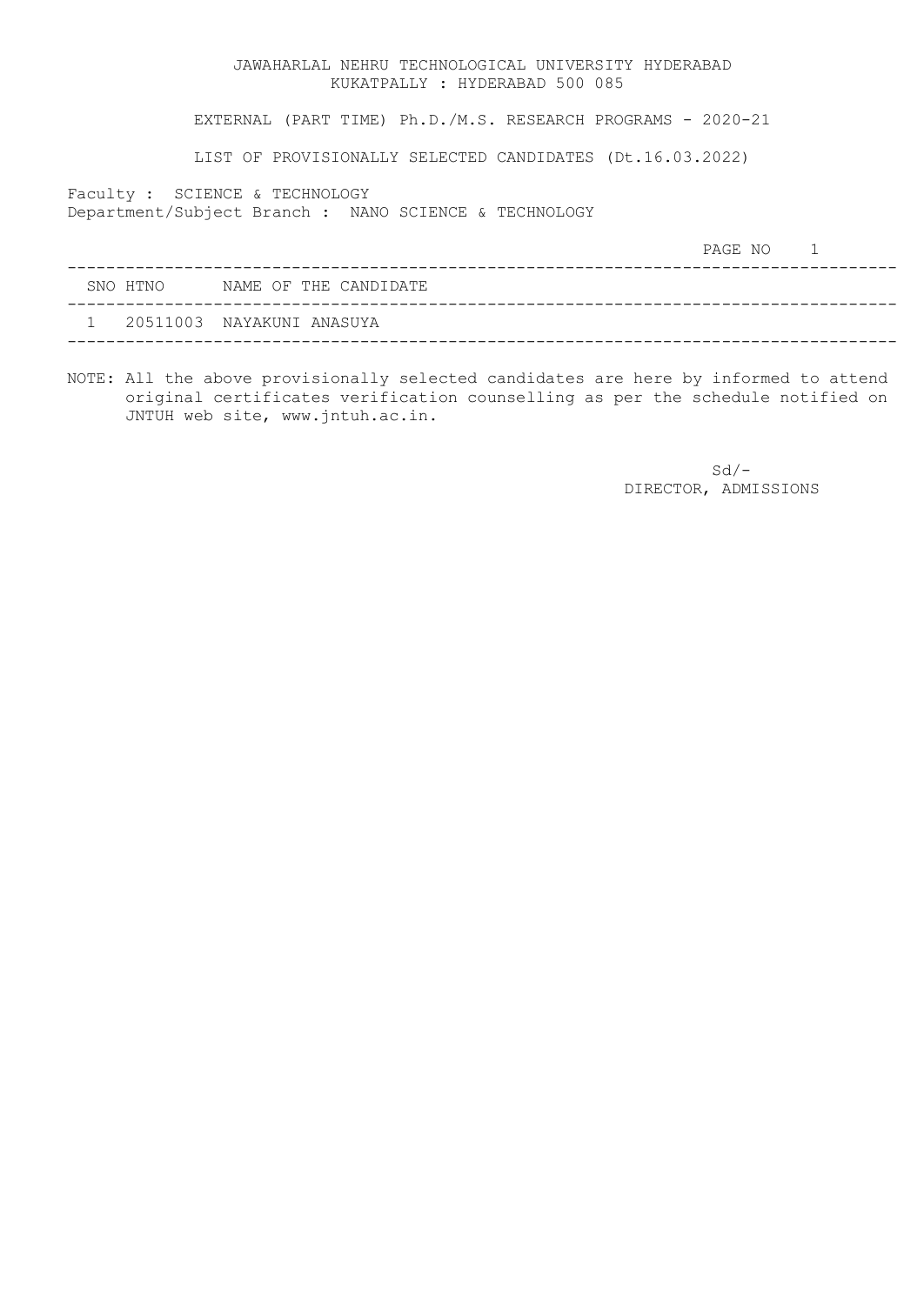JAWAHARLAL NEHRU TECHNOLOGICAL UNIVERSITY HYDERABAD
KUKATPALLY : HYDERABAD 500 085

EXTERNAL (PART TIME) Ph.D./M.S. RESEARCH PROGRAMS - 2020-21

LIST OF PROVISIONALLY SELECTED CANDIDATES (Dt.16.03.2022)

Faculty : SCIENCE & TECHNOLOGY
Department/Subject Branch : NANO SCIENCE & TECHNOLOGY

| SNO | HTNO | NAME OF THE CANDIDATE |
|---|---|---|
| 1 | 20511003 | NAYAKUNI ANASUYA |

NOTE: All the above provisionally selected candidates are here by informed to attend original certificates verification counselling as per the schedule notified on JNTUH web site, www.jntuh.ac.in.

Sd/-
DIRECTOR, ADMISSIONS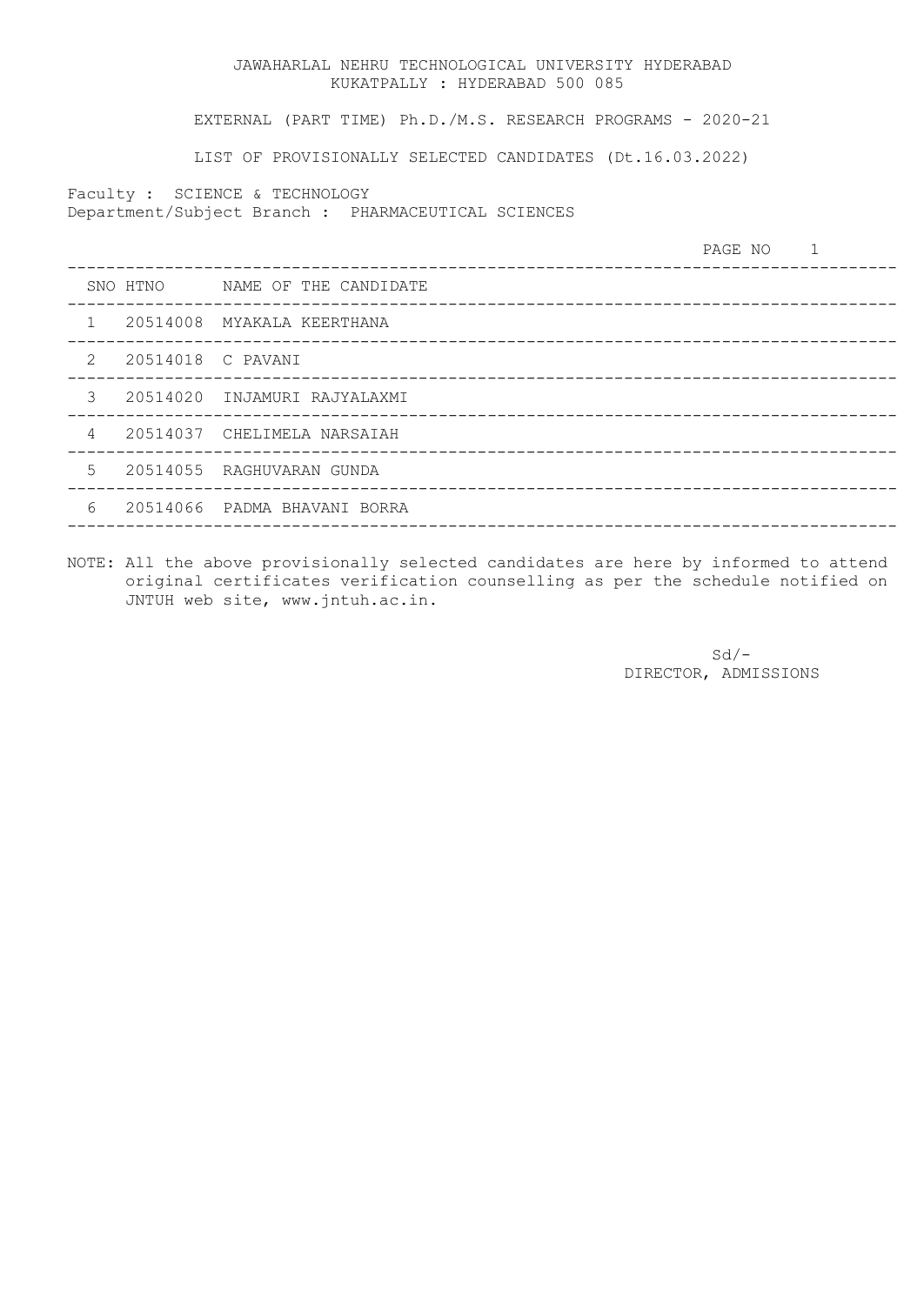JAWAHARLAL NEHRU TECHNOLOGICAL UNIVERSITY HYDERABAD
KUKATPALLY : HYDERABAD 500 085

EXTERNAL (PART TIME) Ph.D./M.S. RESEARCH PROGRAMS - 2020-21

LIST OF PROVISIONALLY SELECTED CANDIDATES (Dt.16.03.2022)

Faculty : SCIENCE & TECHNOLOGY
Department/Subject Branch : PHARMACEUTICAL SCIENCES

PAGE NO 1

| SNO | HTNO | NAME OF THE CANDIDATE |
|---|---|---|
| 1 | 20514008 | MYAKALA KEERTHANA |
| 2 | 20514018 | C PAVANI |
| 3 | 20514020 | INJAMURI RAJYALAXMI |
| 4 | 20514037 | CHELIMELA NARSAIAH |
| 5 | 20514055 | RAGHUVARAN GUNDA |
| 6 | 20514066 | PADMA BHAVANI BORRA |

NOTE: All the above provisionally selected candidates are here by informed to attend original certificates verification counselling as per the schedule notified on JNTUH web site, www.jntuh.ac.in.

Sd/-
DIRECTOR, ADMISSIONS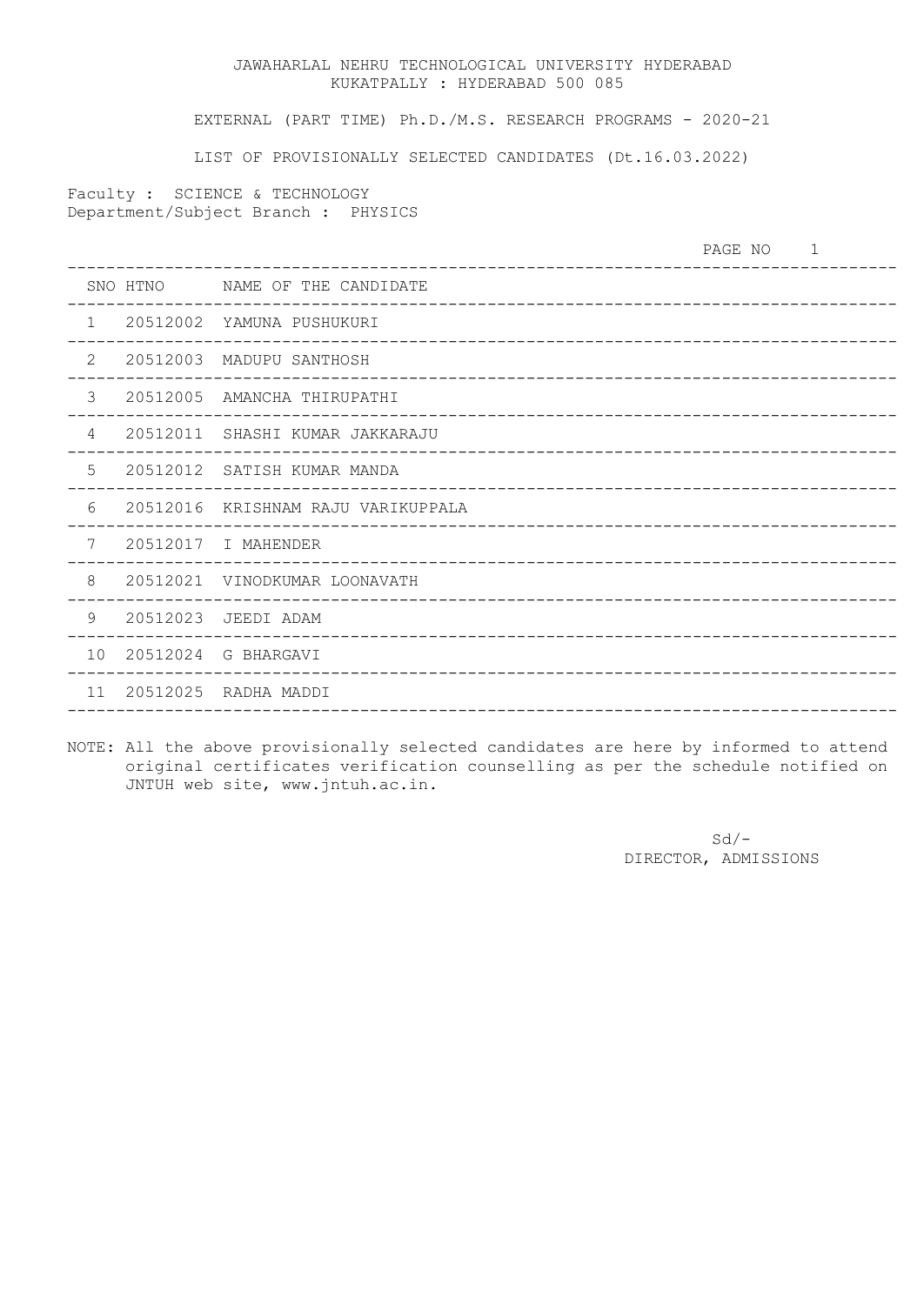JAWAHARLAL NEHRU TECHNOLOGICAL UNIVERSITY HYDERABAD
KUKATPALLY : HYDERABAD 500 085

EXTERNAL (PART TIME) Ph.D./M.S. RESEARCH PROGRAMS - 2020-21

LIST OF PROVISIONALLY SELECTED CANDIDATES (Dt.16.03.2022)

Faculty : SCIENCE & TECHNOLOGY
Department/Subject Branch : PHYSICS

PAGE NO 1

| SNO | HTNO | NAME OF THE CANDIDATE |
|---|---|---|
| 1 | 20512002 | YAMUNA PUSHUKURI |
| 2 | 20512003 | MADUPU SANTHOSH |
| 3 | 20512005 | AMANCHA THIRUPATHI |
| 4 | 20512011 | SHASHI KUMAR JAKKARAJU |
| 5 | 20512012 | SATISH KUMAR MANDA |
| 6 | 20512016 | KRISHNAM RAJU VARIKUPPALA |
| 7 | 20512017 | I MAHENDER |
| 8 | 20512021 | VINODKUMAR LOONAVATH |
| 9 | 20512023 | JEEDI ADAM |
| 10 | 20512024 | G BHARGAVI |
| 11 | 20512025 | RADHA MADDI |

NOTE: All the above provisionally selected candidates are here by informed to attend original certificates verification counselling as per the schedule notified on JNTUH web site, www.jntuh.ac.in.

Sd/-
DIRECTOR, ADMISSIONS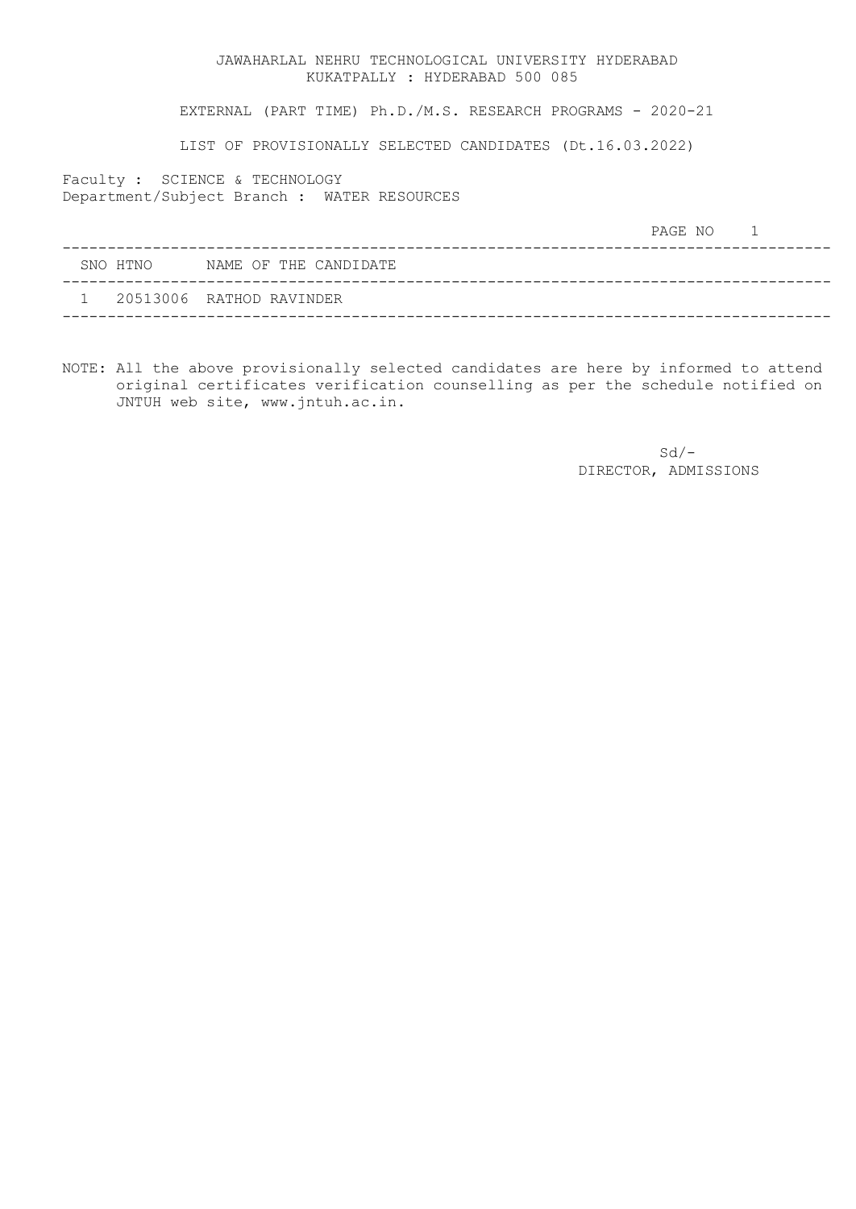JAWAHARLAL NEHRU TECHNOLOGICAL UNIVERSITY HYDERABAD
KUKATPALLY : HYDERABAD 500 085

EXTERNAL (PART TIME) Ph.D./M.S. RESEARCH PROGRAMS - 2020-21

LIST OF PROVISIONALLY SELECTED CANDIDATES (Dt.16.03.2022)

Faculty : SCIENCE & TECHNOLOGY
Department/Subject Branch : WATER RESOURCES

| SNO | HTNO | NAME OF THE CANDIDATE |
|---|---|---|
| 1 | 20513006 | RATHOD RAVINDER |

NOTE: All the above provisionally selected candidates are here by informed to attend original certificates verification counselling as per the schedule notified on JNTUH web site, www.jntuh.ac.in.

Sd/-
DIRECTOR, ADMISSIONS